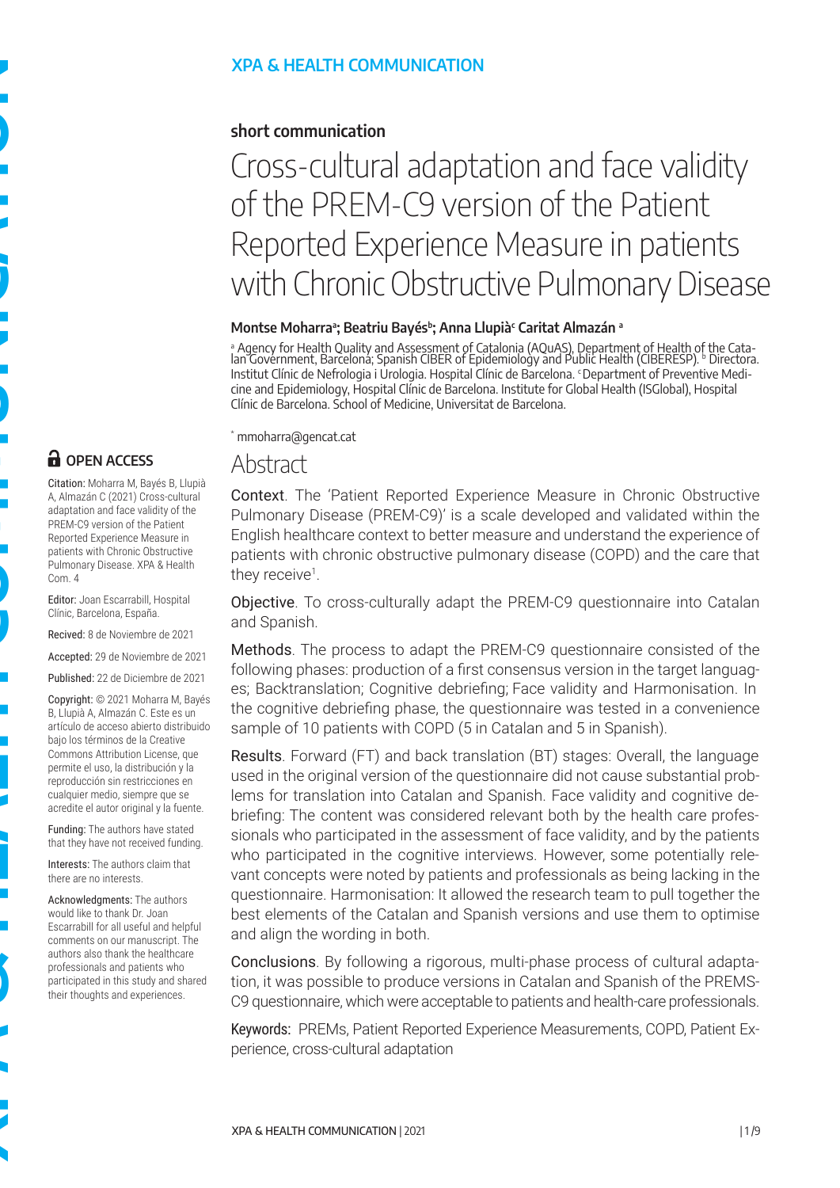XPA & HEALTH COMMUNICATION

**short communication**

# Cross-cultural adaptation and face validity of the PREM-C9 version of the Patient Reported Experience Measure in patients with Chronic Obstructive Pulmonary Disease

**Montse Moharra[a]; Beatriu Bayés[b]; Anna Llupià[c] Caritat Almazán [a]**

[a] Agency for Health Quality and Assessment of Catalonia (AQuAS), Department of Health of the Catalan Government, Barcelona; Spanish CIBER of Epidemiology and Public Health (CIBERESP). [b] Directora. Institut Clínic de Nefrologia i Urologia. Hospital Clínic de Barcelona. [c] Department of Preventive Medicine and Epidemiology, Hospital Clínic de Barcelona. Institute for Global Health (ISGlobal), Hospital Clínic de Barcelona. School of Medicine, Universitat de Barcelona.

[*] mmoharra@gencat.cat

**OPEN ACCESS**

Citation: Moharra M, Bayés B, Llupià A, Almazán C (2021) Cross-cultural adaptation and face validity of the PREM-C9 version of the Patient Reported Experience Measure in patients with Chronic Obstructive Pulmonary Disease. XPA & Health Com. 4

Editor: Joan Escarrabill, Hospital Clínic, Barcelona, España.

Recived: 8 de Noviembre de 2021

Accepted: 29 de Noviembre de 2021

Published: 22 de Diciembre de 2021

Copyright: © 2021 Moharra M, Bayés B, Llupià A, Almazán C. Este es un artículo de acceso abierto distribuido bajo los términos de la Creative Commons Attribution License, que permite el uso, la distribución y la reproducción sin restricciones en cualquier medio, siempre que se acredite el autor original y la fuente.

Funding: The authors have stated that they have not received funding.

Interests: The authors claim that there are no interests.

Acknowledgments: The authors would like to thank Dr. Joan Escarrabill for all useful and helpful comments on our manuscript. The authors also thank the healthcare professionals and patients who participated in this study and shared their thoughts and experiences.

## Abstract

**Context**. The 'Patient Reported Experience Measure in Chronic Obstructive Pulmonary Disease (PREM-C9)' is a scale developed and validated within the English healthcare context to better measure and understand the experience of patients with chronic obstructive pulmonary disease (COPD) and the care that they receive[1].

**Objective**. To cross-culturally adapt the PREM-C9 questionnaire into Catalan and Spanish.

**Methods**. The process to adapt the PREM-C9 questionnaire consisted of the following phases: production of a first consensus version in the target languages; Backtranslation; Cognitive debriefing; Face validity and Harmonisation. In the cognitive debriefing phase, the questionnaire was tested in a convenience sample of 10 patients with COPD (5 in Catalan and 5 in Spanish).

**Results**. Forward (FT) and back translation (BT) stages: Overall, the language used in the original version of the questionnaire did not cause substantial problems for translation into Catalan and Spanish. Face validity and cognitive debriefing: The content was considered relevant both by the health care professionals who participated in the assessment of face validity, and by the patients who participated in the cognitive interviews. However, some potentially relevant concepts were noted by patients and professionals as being lacking in the questionnaire. Harmonisation: It allowed the research team to pull together the best elements of the Catalan and Spanish versions and use them to optimise and align the wording in both.

**Conclusions**. By following a rigorous, multi-phase process of cultural adaptation, it was possible to produce versions in Catalan and Spanish of the PREMS-C9 questionnaire, which were acceptable to patients and health-care professionals.

**Keywords:** PREMs, Patient Reported Experience Measurements, COPD, Patient Experience, cross-cultural adaptation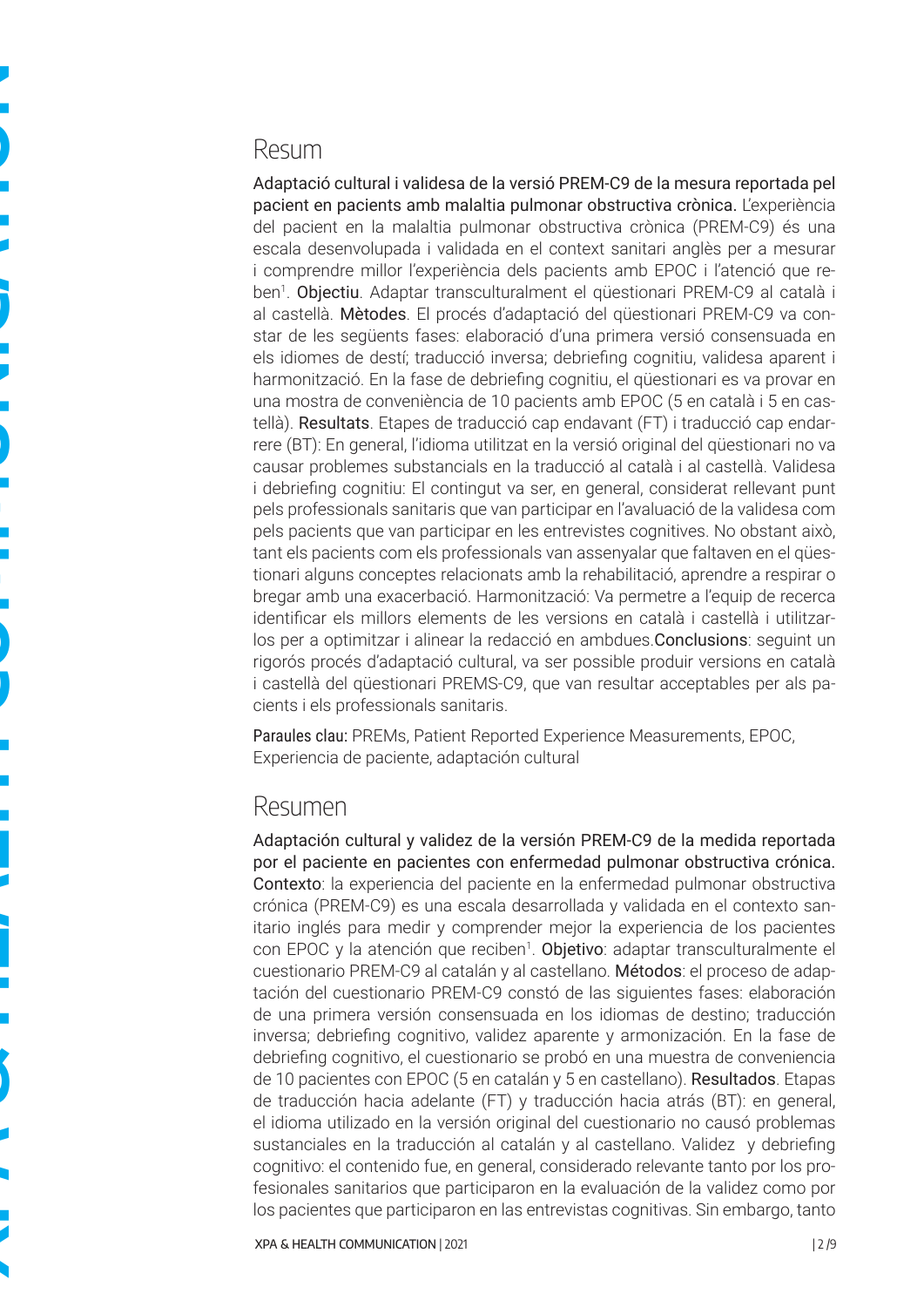## Resum

**Adaptació cultural i validesa de la versió PREM-C9 de la mesura reportada pel pacient en pacients amb malaltia pulmonar obstructiva crònica.** L'experiència del pacient en la malaltia pulmonar obstructiva crònica (PREM-C9) és una escala desenvolupada i validada en el context sanitari anglès per a mesurar i comprendre millor l'experiència dels pacients amb EPOC i l'atenció que reben[1]. **Objectiu**. Adaptar transculturalment el qüestionari PREM-C9 al català i al castellà. **Mètodes**. El procés d'adaptació del qüestionari PREM-C9 va constar de les següents fases: elaboració d'una primera versió consensuada en els idiomes de destí; traducció inversa; debriefing cognitiu, validesa aparent i harmonització. En la fase de debriefing cognitiu, el qüestionari es va provar en una mostra de conveniència de 10 pacients amb EPOC (5 en català i 5 en castellà). **Resultats**. Etapes de traducció cap endavant (FT) i traducció cap endarrere (BT): En general, l'idioma utilitzat en la versió original del qüestionari no va causar problemes substancials en la traducció al català i al castellà. Validesa i debriefing cognitiu: El contingut va ser, en general, considerat rellevant punt pels professionals sanitaris que van participar en l'avaluació de la validesa com pels pacients que van participar en les entrevistes cognitives. No obstant això, tant els pacients com els professionals van assenyalar que faltaven en el qüestionari alguns conceptes relacionats amb la rehabilitació, aprendre a respirar o bregar amb una exacerbació. Harmonització: Va permetre a l'equip de recerca identificar els millors elements de les versions en català i castellà i utilitzar-los per a optimitzar i alinear la redacció en ambdues.**Conclusions**: seguint un rigorós procés d'adaptació cultural, va ser possible produir versions en català i castellà del qüestionari PREMS-C9, que van resultar acceptables per als pacients i els professionals sanitaris.

**Paraules clau:** PREMs, Patient Reported Experience Measurements, EPOC, Experiencia de paciente, adaptación cultural

## Resumen

**Adaptación cultural y validez de la versión PREM-C9 de la medida reportada por el paciente en pacientes con enfermedad pulmonar obstructiva crónica.** **Contexto**: la experiencia del paciente en la enfermedad pulmonar obstructiva crónica (PREM-C9) es una escala desarrollada y validada en el contexto sanitario inglés para medir y comprender mejor la experiencia de los pacientes con EPOC y la atención que reciben[1]. **Objetivo**: adaptar transculturalmente el cuestionario PREM-C9 al catalán y al castellano. **Métodos**: el proceso de adaptación del cuestionario PREM-C9 constó de las siguientes fases: elaboración de una primera versión consensuada en los idiomas de destino; traducción inversa; debriefing cognitivo, validez aparente y armonización. En la fase de debriefing cognitivo, el cuestionario se probó en una muestra de conveniencia de 10 pacientes con EPOC (5 en catalán y 5 en castellano). **Resultados**. Etapas de traducción hacia adelante (FT) y traducción hacia atrás (BT): en general, el idioma utilizado en la versión original del cuestionario no causó problemas sustanciales en la traducción al catalán y al castellano. Validez y debriefing cognitivo: el contenido fue, en general, considerado relevante tanto por los profesionales sanitarios que participaron en la evaluación de la validez como por los pacientes que participaron en las entrevistas cognitivas. Sin embargo, tanto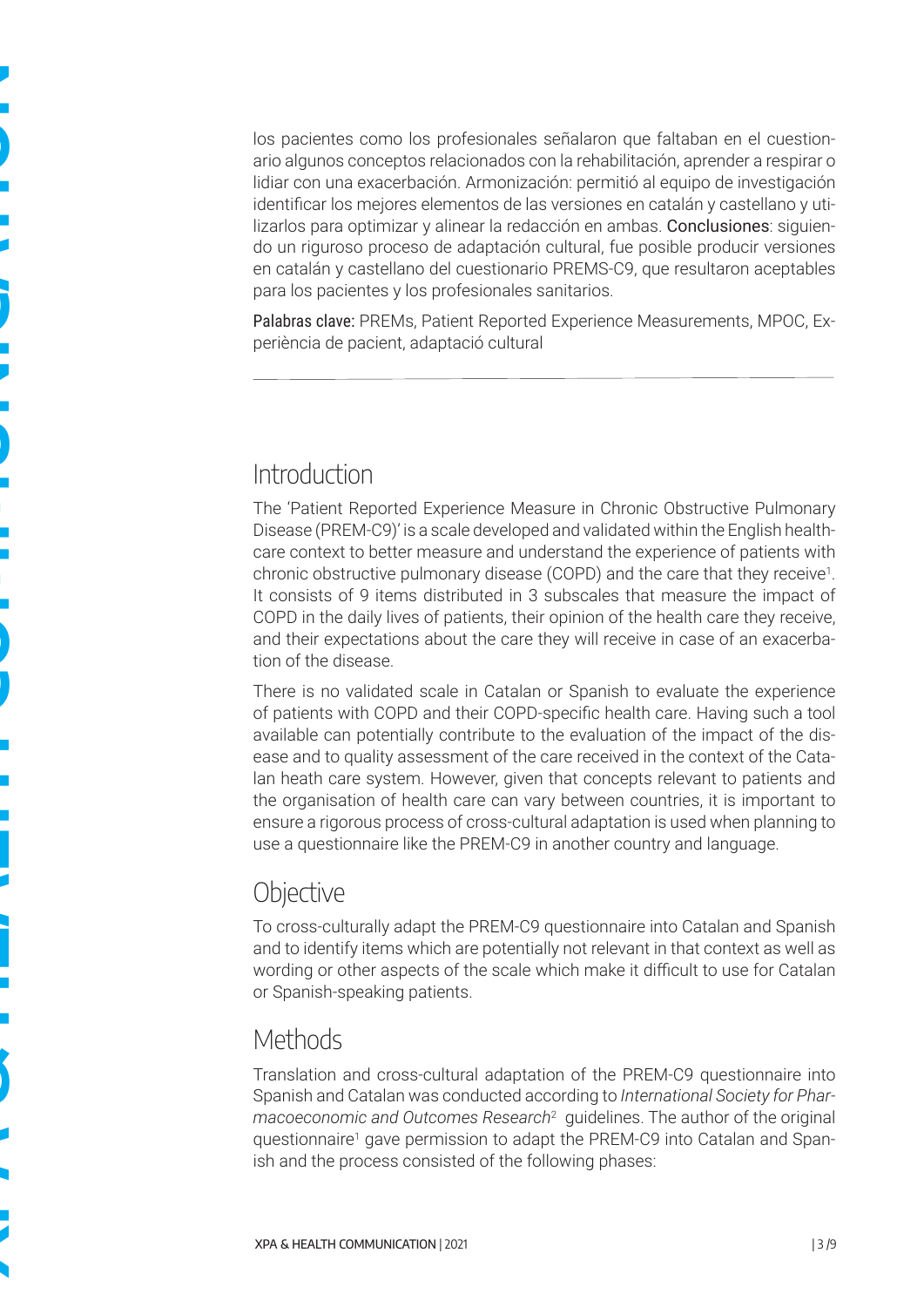los pacientes como los profesionales señalaron que faltaban en el cuestionario algunos conceptos relacionados con la rehabilitación, aprender a respirar o lidiar con una exacerbación. Armonización: permitió al equipo de investigación identificar los mejores elementos de las versiones en catalán y castellano y utilizarlos para optimizar y alinear la redacción en ambas. Conclusiones: siguiendo un riguroso proceso de adaptación cultural, fue posible producir versiones en catalán y castellano del cuestionario PREMS-C9, que resultaron aceptables para los pacientes y los profesionales sanitarios.

Palabras clave: PREMs, Patient Reported Experience Measurements, MPOC, Experiència de pacient, adaptació cultural

## Introduction

The 'Patient Reported Experience Measure in Chronic Obstructive Pulmonary Disease (PREM-C9)' is a scale developed and validated within the English healthcare context to better measure and understand the experience of patients with chronic obstructive pulmonary disease (COPD) and the care that they receive[1]. It consists of 9 items distributed in 3 subscales that measure the impact of COPD in the daily lives of patients, their opinion of the health care they receive, and their expectations about the care they will receive in case of an exacerbation of the disease.

There is no validated scale in Catalan or Spanish to evaluate the experience of patients with COPD and their COPD-specific health care. Having such a tool available can potentially contribute to the evaluation of the impact of the disease and to quality assessment of the care received in the context of the Catalan heath care system. However, given that concepts relevant to patients and the organisation of health care can vary between countries, it is important to ensure a rigorous process of cross-cultural adaptation is used when planning to use a questionnaire like the PREM-C9 in another country and language.

## Objective

To cross-culturally adapt the PREM-C9 questionnaire into Catalan and Spanish and to identify items which are potentially not relevant in that context as well as wording or other aspects of the scale which make it difficult to use for Catalan or Spanish-speaking patients.

## Methods

Translation and cross-cultural adaptation of the PREM-C9 questionnaire into Spanish and Catalan was conducted according to *International Society for Pharmacoeconomic and Outcomes Research*[2] guidelines. The author of the original questionnaire[1] gave permission to adapt the PREM-C9 into Catalan and Spanish and the process consisted of the following phases: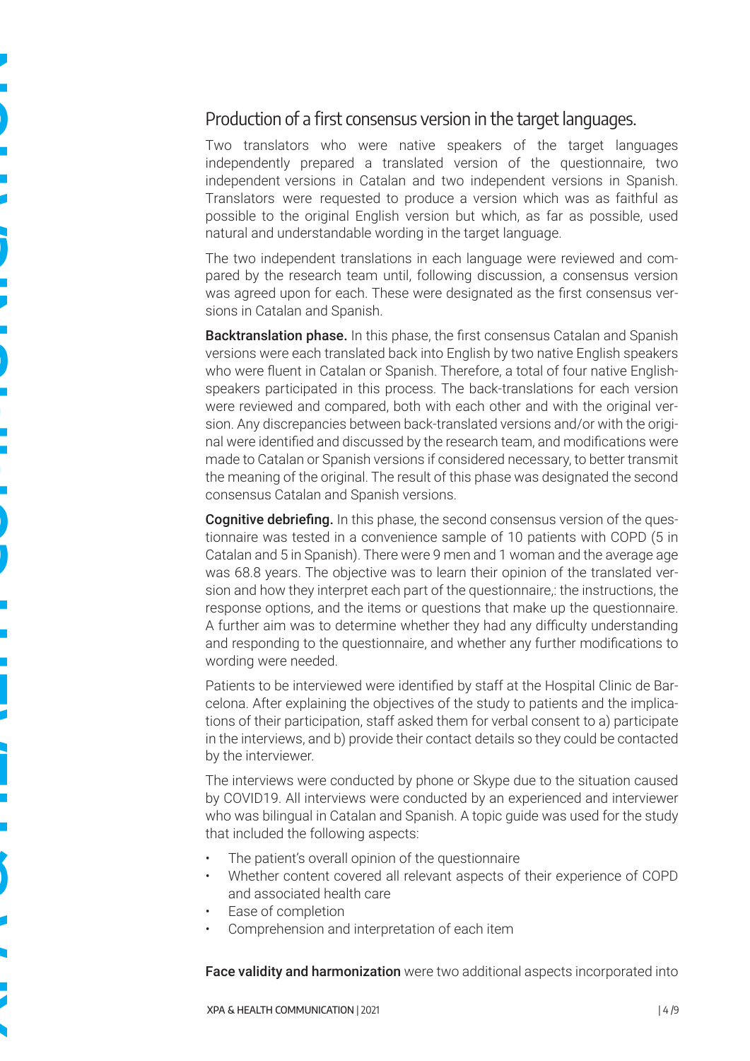## Production of a first consensus version in the target languages.

Two translators who were native speakers of the target languages independently prepared a translated version of the questionnaire, two independent versions in Catalan and two independent versions in Spanish. Translators were requested to produce a version which was as faithful as possible to the original English version but which, as far as possible, used natural and understandable wording in the target language.

The two independent translations in each language were reviewed and compared by the research team until, following discussion, a consensus version was agreed upon for each. These were designated as the first consensus versions in Catalan and Spanish.

**Backtranslation phase.** In this phase, the first consensus Catalan and Spanish versions were each translated back into English by two native English speakers who were fluent in Catalan or Spanish. Therefore, a total of four native English-speakers participated in this process. The back-translations for each version were reviewed and compared, both with each other and with the original version. Any discrepancies between back-translated versions and/or with the original were identified and discussed by the research team, and modifications were made to Catalan or Spanish versions if considered necessary, to better transmit the meaning of the original. The result of this phase was designated the second consensus Catalan and Spanish versions.

**Cognitive debriefing.** In this phase, the second consensus version of the questionnaire was tested in a convenience sample of 10 patients with COPD (5 in Catalan and 5 in Spanish). There were 9 men and 1 woman and the average age was 68.8 years. The objective was to learn their opinion of the translated version and how they interpret each part of the questionnaire,: the instructions, the response options, and the items or questions that make up the questionnaire. A further aim was to determine whether they had any difficulty understanding and responding to the questionnaire, and whether any further modifications to wording were needed.

Patients to be interviewed were identified by staff at the Hospital Clinic de Barcelona. After explaining the objectives of the study to patients and the implications of their participation, staff asked them for verbal consent to a) participate in the interviews, and b) provide their contact details so they could be contacted by the interviewer.

The interviews were conducted by phone or Skype due to the situation caused by COVID19. All interviews were conducted by an experienced and interviewer who was bilingual in Catalan and Spanish. A topic guide was used for the study that included the following aspects:

- The patient's overall opinion of the questionnaire
- Whether content covered all relevant aspects of their experience of COPD and associated health care
- Ease of completion
- Comprehension and interpretation of each item

**Face validity and harmonization** were two additional aspects incorporated into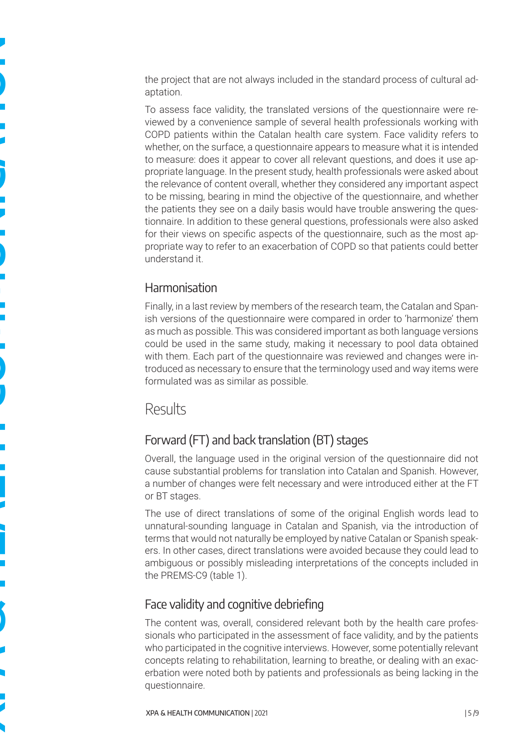the project that are not always included in the standard process of cultural adaptation.

To assess face validity, the translated versions of the questionnaire were reviewed by a convenience sample of several health professionals working with COPD patients within the Catalan health care system. Face validity refers to whether, on the surface, a questionnaire appears to measure what it is intended to measure: does it appear to cover all relevant questions, and does it use appropriate language. In the present study, health professionals were asked about the relevance of content overall, whether they considered any important aspect to be missing, bearing in mind the objective of the questionnaire, and whether the patients they see on a daily basis would have trouble answering the questionnaire. In addition to these general questions, professionals were also asked for their views on specific aspects of the questionnaire, such as the most appropriate way to refer to an exacerbation of COPD so that patients could better understand it.

### Harmonisation

Finally, in a last review by members of the research team, the Catalan and Spanish versions of the questionnaire were compared in order to 'harmonize' them as much as possible. This was considered important as both language versions could be used in the same study, making it necessary to pool data obtained with them. Each part of the questionnaire was reviewed and changes were introduced as necessary to ensure that the terminology used and way items were formulated was as similar as possible.

## Results

### Forward (FT) and back translation (BT) stages

Overall, the language used in the original version of the questionnaire did not cause substantial problems for translation into Catalan and Spanish. However, a number of changes were felt necessary and were introduced either at the FT or BT stages.

The use of direct translations of some of the original English words lead to unnatural-sounding language in Catalan and Spanish, via the introduction of terms that would not naturally be employed by native Catalan or Spanish speakers. In other cases, direct translations were avoided because they could lead to ambiguous or possibly misleading interpretations of the concepts included in the PREMS-C9 (table 1).

### Face validity and cognitive debriefing

The content was, overall, considered relevant both by the health care professionals who participated in the assessment of face validity, and by the patients who participated in the cognitive interviews. However, some potentially relevant concepts relating to rehabilitation, learning to breathe, or dealing with an exacerbation were noted both by patients and professionals as being lacking in the questionnaire.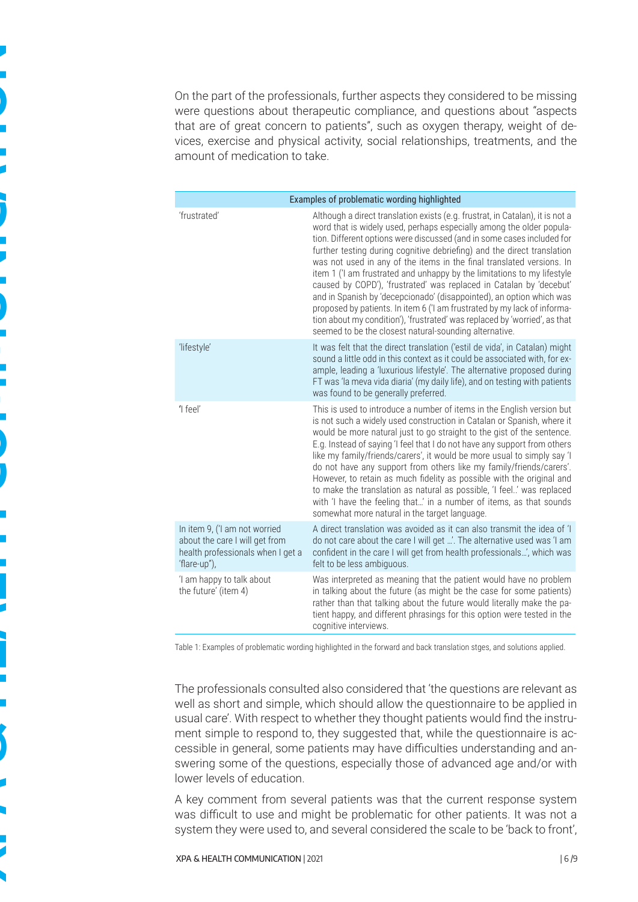On the part of the professionals, further aspects they considered to be missing were questions about therapeutic compliance, and questions about "aspects that are of great concern to patients", such as oxygen therapy, weight of devices, exercise and physical activity, social relationships, treatments, and the amount of medication to take.

| Examples of problematic wording highlighted | |
|---|---|
| 'frustrated' | Although a direct translation exists (e.g. frustrat, in Catalan), it is not a word that is widely used, perhaps especially among the older population. Different options were discussed (and in some cases included for further testing during cognitive debriefing) and the direct translation was not used in any of the items in the final translated versions. In item 1 ('I am frustrated and unhappy by the limitations to my lifestyle caused by COPD'), 'frustrated' was replaced in Catalan by 'decebut' and in Spanish by 'decepcionado' (disappointed), an option which was proposed by patients. In item 6 ('I am frustrated by my lack of information about my condition'), 'frustrated' was replaced by 'worried', as that seemed to be the closest natural-sounding alternative. |
| 'lifestyle' | It was felt that the direct translation ('estil de vida', in Catalan) might sound a little odd in this context as it could be associated with, for example, leading a 'luxurious lifestyle'. The alternative proposed during FT was 'la meva vida diaria' (my daily life), and on testing with patients was found to be generally preferred. |
| 'I feel' | This is used to introduce a number of items in the English version but is not such a widely used construction in Catalan or Spanish, where it would be more natural just to go straight to the gist of the sentence. E.g. Instead of saying 'I feel that I do not have any support from others like my family/friends/carers', it would be more usual to simply say 'I do not have any support from others like my family/friends/carers'. However, to retain as much fidelity as possible with the original and to make the translation as natural as possible, 'I feel..' was replaced with 'I have the feeling that…' in a number of items, as that sounds somewhat more natural in the target language. |
| In item 9, ('I am not worried about the care I will get from health professionals when I get a 'flare-up"), | A direct translation was avoided as it can also transmit the idea of 'I do not care about the care I will get …'. The alternative used was 'I am confident in the care I will get from health professionals…', which was felt to be less ambiguous. |
| 'I am happy to talk about the future' (item 4) | Was interpreted as meaning that the patient would have no problem in talking about the future (as might be the case for some patients) rather than that talking about the future would literally make the patient happy, and different phrasings for this option were tested in the cognitive interviews. |

Table 1: Examples of problematic wording highlighted in the forward and back translation stges, and solutions applied.

The professionals consulted also considered that 'the questions are relevant as well as short and simple, which should allow the questionnaire to be applied in usual care'. With respect to whether they thought patients would find the instrument simple to respond to, they suggested that, while the questionnaire is accessible in general, some patients may have difficulties understanding and answering some of the questions, especially those of advanced age and/or with lower levels of education.

A key comment from several patients was that the current response system was difficult to use and might be problematic for other patients. It was not a system they were used to, and several considered the scale to be 'back to front',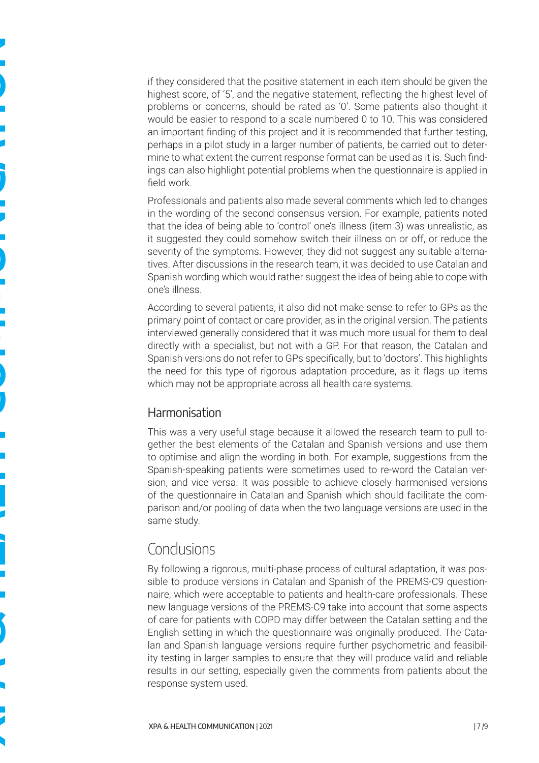if they considered that the positive statement in each item should be given the highest score, of '5', and the negative statement, reflecting the highest level of problems or concerns, should be rated as '0'. Some patients also thought it would be easier to respond to a scale numbered 0 to 10. This was considered an important finding of this project and it is recommended that further testing, perhaps in a pilot study in a larger number of patients, be carried out to determine to what extent the current response format can be used as it is. Such findings can also highlight potential problems when the questionnaire is applied in field work.

Professionals and patients also made several comments which led to changes in the wording of the second consensus version. For example, patients noted that the idea of being able to 'control' one's illness (item 3) was unrealistic, as it suggested they could somehow switch their illness on or off, or reduce the severity of the symptoms. However, they did not suggest any suitable alternatives. After discussions in the research team, it was decided to use Catalan and Spanish wording which would rather suggest the idea of being able to cope with one's illness.

According to several patients, it also did not make sense to refer to GPs as the primary point of contact or care provider, as in the original version. The patients interviewed generally considered that it was much more usual for them to deal directly with a specialist, but not with a GP. For that reason, the Catalan and Spanish versions do not refer to GPs specifically, but to 'doctors'. This highlights the need for this type of rigorous adaptation procedure, as it flags up items which may not be appropriate across all health care systems.

### Harmonisation

This was a very useful stage because it allowed the research team to pull together the best elements of the Catalan and Spanish versions and use them to optimise and align the wording in both. For example, suggestions from the Spanish-speaking patients were sometimes used to re-word the Catalan version, and vice versa. It was possible to achieve closely harmonised versions of the questionnaire in Catalan and Spanish which should facilitate the comparison and/or pooling of data when the two language versions are used in the same study.

## Conclusions

By following a rigorous, multi-phase process of cultural adaptation, it was possible to produce versions in Catalan and Spanish of the PREMS-C9 questionnaire, which were acceptable to patients and health-care professionals. These new language versions of the PREMS-C9 take into account that some aspects of care for patients with COPD may differ between the Catalan setting and the English setting in which the questionnaire was originally produced. The Catalan and Spanish language versions require further psychometric and feasibility testing in larger samples to ensure that they will produce valid and reliable results in our setting, especially given the comments from patients about the response system used.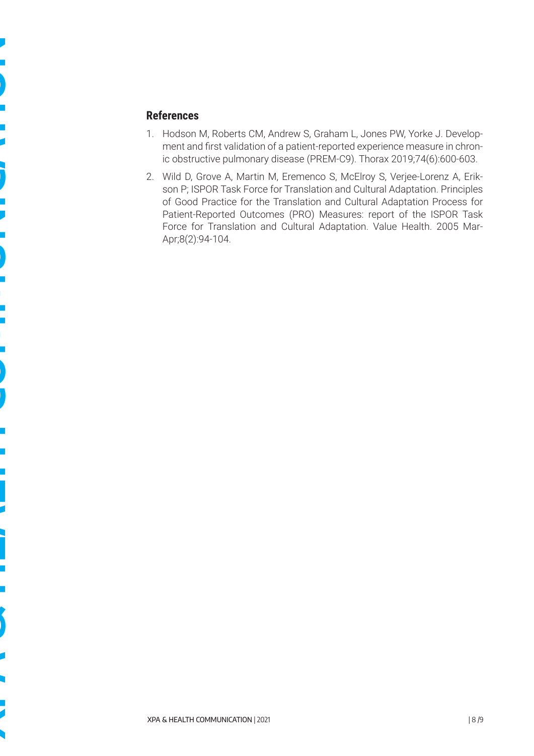## References

1. Hodson M, Roberts CM, Andrew S, Graham L, Jones PW, Yorke J. Development and first validation of a patient-reported experience measure in chronic obstructive pulmonary disease (PREM-C9). Thorax 2019;74(6):600-603.
2. Wild D, Grove A, Martin M, Eremenco S, McElroy S, Verjee-Lorenz A, Erikson P; ISPOR Task Force for Translation and Cultural Adaptation. Principles of Good Practice for the Translation and Cultural Adaptation Process for Patient-Reported Outcomes (PRO) Measures: report of the ISPOR Task Force for Translation and Cultural Adaptation. Value Health. 2005 Mar-Apr;8(2):94-104.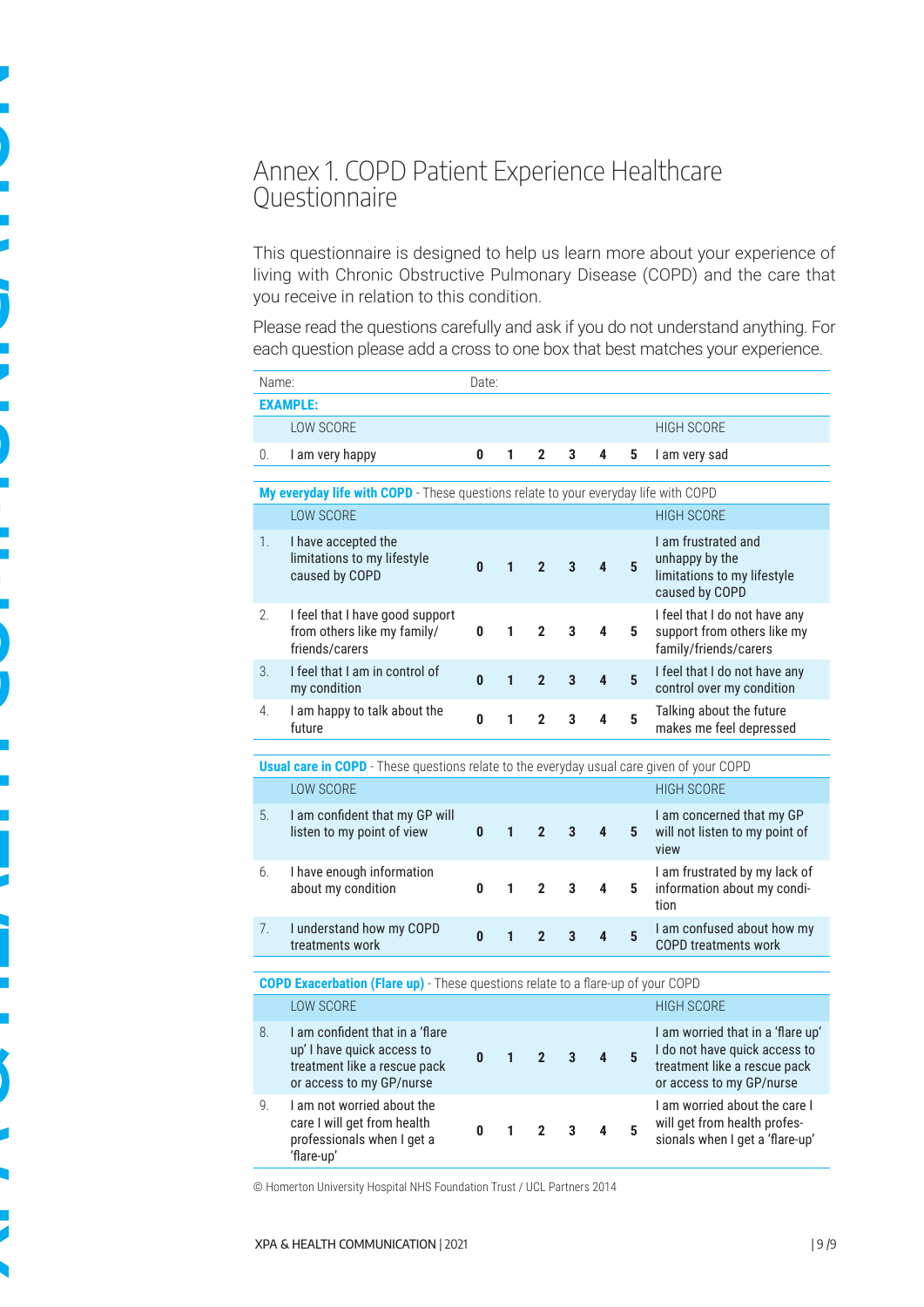# Annex 1. COPD Patient Experience Healthcare Questionnaire

This questionnaire is designed to help us learn more about your experience of living with Chronic Obstructive Pulmonary Disease (COPD) and the care that you receive in relation to this condition.

Please read the questions carefully and ask if you do not understand anything. For each question please add a cross to one box that best matches your experience.

| | | | | | | | | |
|---|---|---|---|---|---|---|---|---|
| Name: | | Date: | | | | | | |
| **EXAMPLE:** | | | | | | | | |
| | LOW SCORE | | | | | | | HIGH SCORE |
| 0. | I am very happy | **0** | **1** | **2** | **3** | **4** | **5** | I am very sad |
| **My everyday life with COPD** - These questions relate to your everyday life with COPD | | | | | | | | |
| | LOW SCORE | | | | | | | HIGH SCORE |
| 1. | I have accepted the limitations to my lifestyle caused by COPD | **0** | **1** | **2** | **3** | **4** | **5** | I am frustrated and unhappy by the limitations to my lifestyle caused by COPD |
| 2. | I feel that I have good support from others like my family/ friends/carers | **0** | **1** | **2** | **3** | **4** | **5** | I feel that I do not have any support from others like my family/friends/carers |
| 3. | I feel that I am in control of my condition | **0** | **1** | **2** | **3** | **4** | **5** | I feel that I do not have any control over my condition |
| 4. | I am happy to talk about the future | **0** | **1** | **2** | **3** | **4** | **5** | Talking about the future makes me feel depressed |
| **Usual care in COPD** - These questions relate to the everyday usual care given of your COPD | | | | | | | | |
| | LOW SCORE | | | | | | | HIGH SCORE |
| 5. | I am confident that my GP will listen to my point of view | **0** | **1** | **2** | **3** | **4** | **5** | I am concerned that my GP will not listen to my point of view |
| 6. | I have enough information about my condition | **0** | **1** | **2** | **3** | **4** | **5** | I am frustrated by my lack of information about my condition |
| 7. | I understand how my COPD treatments work | **0** | **1** | **2** | **3** | **4** | **5** | I am confused about how my COPD treatments work |
| **COPD Exacerbation (Flare up)** - These questions relate to a flare-up of your COPD | | | | | | | | |
| | LOW SCORE | | | | | | | HIGH SCORE |
| 8. | I am confident that in a 'flare up' I have quick access to treatment like a rescue pack or access to my GP/nurse | **0** | **1** | **2** | **3** | **4** | **5** | I am worried that in a 'flare up' I do not have quick access to treatment like a rescue pack or access to my GP/nurse |
| 9. | I am not worried about the care I will get from health professionals when I get a 'flare-up' | **0** | **1** | **2** | **3** | **4** | **5** | I am worried about the care I will get from health professionals when I get a 'flare-up' |

© Homerton University Hospital NHS Foundation Trust / UCL Partners 2014